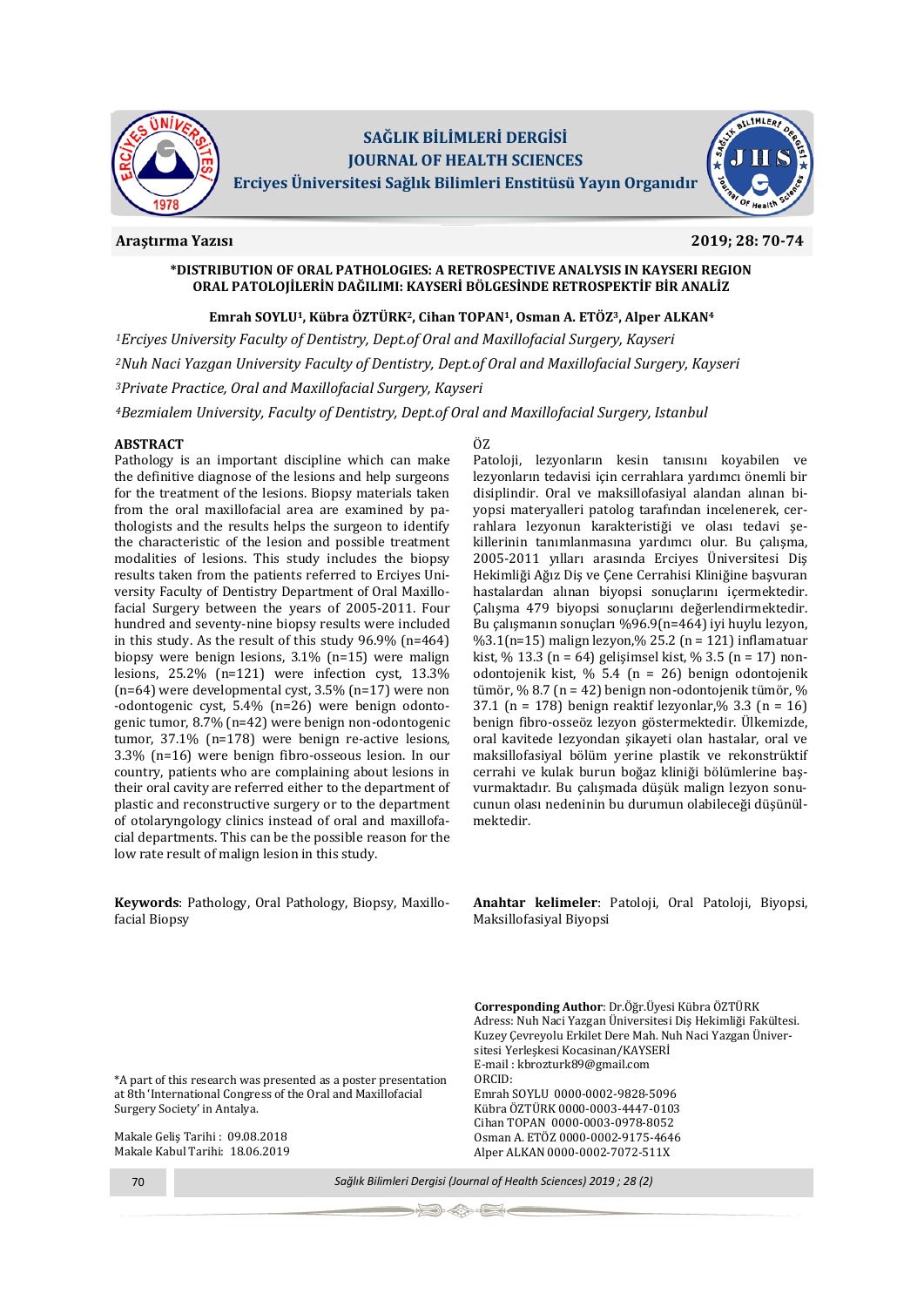Araştırma Yazısı

# *DISTRIBUTION OF ORAL PATHOLOGIES: A RETROSPECTIVE ANALYSIS IN KAYSERI REGION

# ORAL PATOLOJİLERİN DAĞILIMI: KAYSERİ BÖLGESİNDE RETROSPEKTİF BİR ANALİZ

**Emrah SOYLU[1], Kübra ÖZTÜRK[2], Cihan TOPAN[1], Osman A. ETÖZ[3], Alper ALKAN[4]**

[1]*Erciyes University Faculty of Dentistry, Dept.of Oral and Maxillofacial Surgery, Kayseri*

[2]*Nuh Naci Yazgan University Faculty of Dentistry, Dept.of Oral and Maxillofacial Surgery, Kayseri*

[3]*Private Practice, Oral and Maxillofacial Surgery, Kayseri*

[4]*Bezmialem University, Faculty of Dentistry, Dept.of Oral and Maxillofacial Surgery, Istanbul*

## ABSTRACT

Pathology is an important discipline which can make the definitive diagnose of the lesions and help surgeons for the treatment of the lesions. Biopsy materials taken from the oral maxillofacial area are examined by pathologists and the results helps the surgeon to identify the characteristic of the lesion and possible treatment modalities of lesions. This study includes the biopsy results taken from the patients referred to Erciyes University Faculty of Dentistry Department of Oral Maxillofacial Surgery between the years of 2005-2011. Four hundred and seventy-nine biopsy results were included in this study. As the result of this study 96.9% (n=464) biopsy were benign lesions, 3.1% (n=15) were malign lesions, 25.2% (n=121) were infection cyst, 13.3% (n=64) were developmental cyst, 3.5% (n=17) were non-odontogenic cyst, 5.4% (n=26) were benign odontogenic tumor, 8.7% (n=42) were benign non-odontogenic tumor, 37.1% (n=178) were benign re-active lesions, 3.3% (n=16) were benign fibro-osseous lesion. In our country, patients who are complaining about lesions in their oral cavity are referred either to the department of plastic and reconstructive surgery or to the department of otolaryngology clinics instead of oral and maxillofacial departments. This can be the possible reason for the low rate result of malign lesion in this study.

**Keywords**: Pathology, Oral Pathology, Biopsy, Maxillofacial Biopsy

## ÖZ

Patoloji, lezyonların kesin tanısını koyabilen ve lezyonların tedavisi için cerrahlara yardımcı önemli bir disiplindir. Oral ve maksillofasiyal alandan alınan biyopsi materyalleri patolog tarafından incelenerek, cerrahlara lezyonun karakteristiği ve olası tedavi şekillerinin tanımlanmasına yardımcı olur. Bu çalışma, 2005-2011 yılları arasında Erciyes Üniversitesi Diş Hekimliği Ağız Diş ve Çene Cerrahisi Kliniğine başvuran hastalardan alınan biyopsi sonuçlarını içermektedir. Çalışma 479 biyopsi sonuçlarını değerlendirmektedir. Bu çalışmanın sonuçları %96.9(n=464) iyi huylu lezyon, %3.1(n=15) malign lezyon,% 25.2 (n = 121) inflamatuar kist, % 13.3 (n = 64) gelişimsel kist, % 3.5 (n = 17) non-odontojenik kist, % 5.4 (n = 26) benign odontojenik tümör, % 8.7 (n = 42) benign non-odontojenik tümör, % 37.1 (n = 178) benign reaktif lezyonlar,% 3.3 (n = 16) benign fibro-osseöz lezyon göstermektedir. Ülkemizde, oral kavitede lezyondan şikayeti olan hastalar, oral ve maksillofasiyal bölüm yerine plastik ve rekonstrüktif cerrahi ve kulak burun boğaz kliniği bölümlerine başvurmaktadır. Bu çalışmada düşük malign lezyon sonucunun olası nedeninin bu durumun olabileceği düşünülmektedir.

**Anahtar kelimeler**: Patoloji, Oral Patoloji, Biyopsi, Maksillofasiyal Biyopsi

*A part of this research was presented as a poster presentation at 8th 'International Congress of the Oral and Maxillofacial Surgery Society' in Antalya.

Makale Geliş Tarihi : 09.08.2018
Makale Kabul Tarihi: 18.06.2019

**Corresponding Author**: Dr.Öğr.Üyesi Kübra ÖZTÜRK
Adress: Nuh Naci Yazgan Üniversitesi Diş Hekimliği Fakültesi. Kuzey Çevreyolu Erkilet Dere Mah. Nuh Naci Yazgan Üniversitesi Yerleşkesi Kocasinan/KAYSERİ
E-mail : kbrozturk89@gmail.com
ORCID:
Emrah SOYLU 0000-0002-9828-5096
Kübra ÖZTÜRK 0000-0003-4447-0103
Cihan TOPAN 0000-0003-0978-8052
Osman A. ETÖZ 0000-0002-9175-4646
Alper ALKAN 0000-0002-7072-511X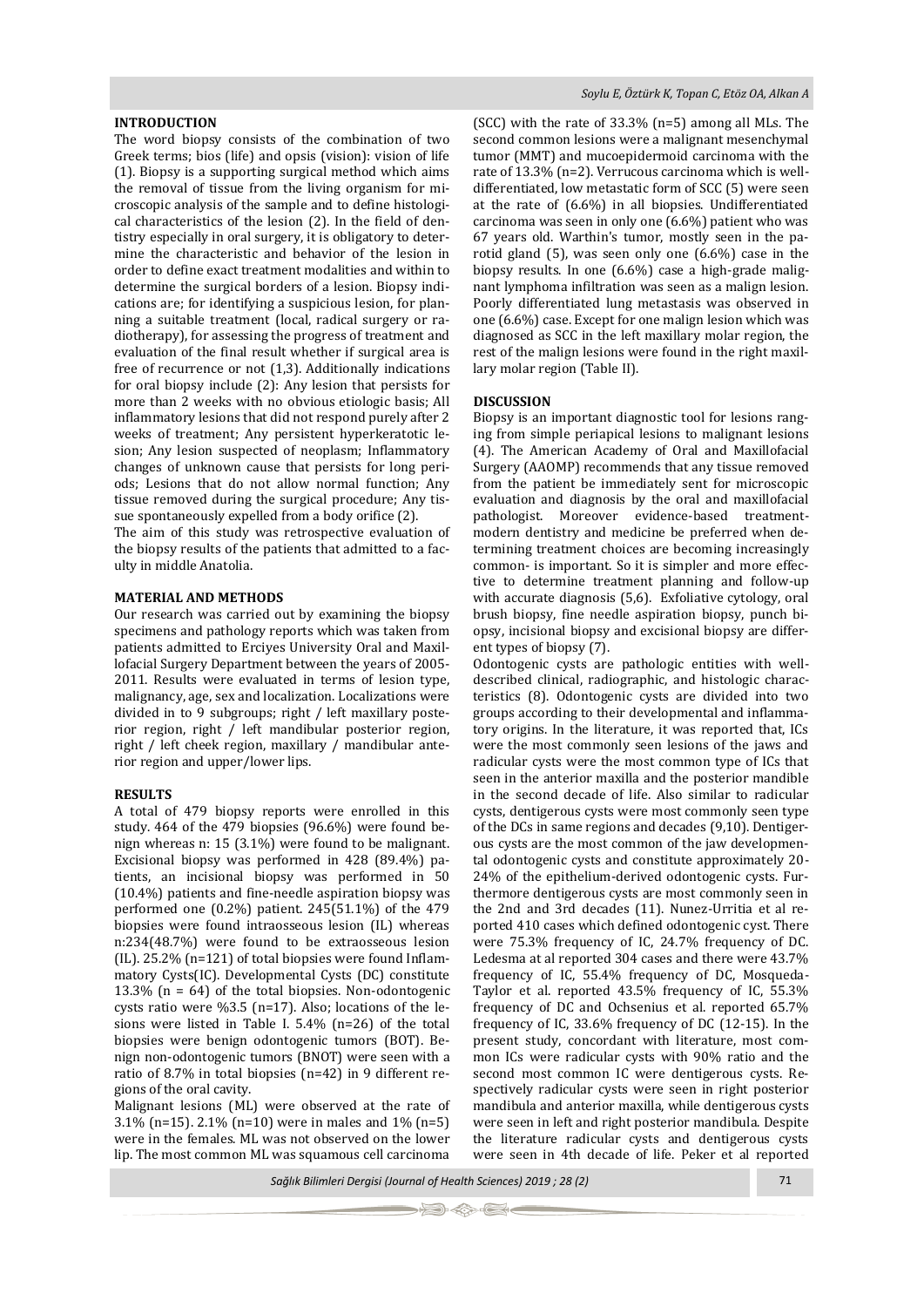## INTRODUCTION

The word biopsy consists of the combination of two Greek terms; bios (life) and opsis (vision): vision of life (1). Biopsy is a supporting surgical method which aims the removal of tissue from the living organism for microscopic analysis of the sample and to define histological characteristics of the lesion (2). In the field of dentistry especially in oral surgery, it is obligatory to determine the characteristic and behavior of the lesion in order to define exact treatment modalities and within to determine the surgical borders of a lesion. Biopsy indications are; for identifying a suspicious lesion, for planning a suitable treatment (local, radical surgery or radiotherapy), for assessing the progress of treatment and evaluation of the final result whether if surgical area is free of recurrence or not (1,3). Additionally indications for oral biopsy include (2): Any lesion that persists for more than 2 weeks with no obvious etiologic basis; All inflammatory lesions that did not respond purely after 2 weeks of treatment; Any persistent hyperkeratotic lesion; Any lesion suspected of neoplasm; Inflammatory changes of unknown cause that persists for long periods; Lesions that do not allow normal function; Any tissue removed during the surgical procedure; Any tissue spontaneously expelled from a body orifice (2).

The aim of this study was retrospective evaluation of the biopsy results of the patients that admitted to a faculty in middle Anatolia.

## MATERIAL AND METHODS

Our research was carried out by examining the biopsy specimens and pathology reports which was taken from patients admitted to Erciyes University Oral and Maxillofacial Surgery Department between the years of 2005-2011. Results were evaluated in terms of lesion type, malignancy, age, sex and localization. Localizations were divided in to 9 subgroups; right / left maxillary posterior region, right / left mandibular posterior region, right / left cheek region, maxillary / mandibular anterior region and upper/lower lips.

## RESULTS

A total of 479 biopsy reports were enrolled in this study. 464 of the 479 biopsies (96.6%) were found benign whereas n: 15 (3.1%) were found to be malignant. Excisional biopsy was performed in 428 (89.4%) patients, an incisional biopsy was performed in 50 (10.4%) patients and fine-needle aspiration biopsy was performed one (0.2%) patient. 245(51.1%) of the 479 biopsies were found intraosseous lesion (IL) whereas n:234(48.7%) were found to be extraosseous lesion (IL). 25.2% (n=121) of total biopsies were found Inflammatory Cysts(IC). Developmental Cysts (DC) constitute 13.3% (n = 64) of the total biopsies. Non-odontogenic cysts ratio were %3.5 (n=17). Also; locations of the lesions were listed in Table I. 5.4% (n=26) of the total biopsies were benign odontogenic tumors (BOT). Benign non-odontogenic tumors (BNOT) were seen with a ratio of 8.7% in total biopsies (n=42) in 9 different regions of the oral cavity.

Malignant lesions (ML) were observed at the rate of 3.1% (n=15). 2.1% (n=10) were in males and 1% (n=5) were in the females. ML was not observed on the lower lip. The most common ML was squamous cell carcinoma (SCC) with the rate of 33.3% (n=5) among all MLs. The second common lesions were a malignant mesenchymal tumor (MMT) and mucoepidermoid carcinoma with the rate of 13.3% (n=2). Verrucous carcinoma which is well-differentiated, low metastatic form of SCC (5) were seen at the rate of (6.6%) in all biopsies. Undifferentiated carcinoma was seen in only one (6.6%) patient who was 67 years old. Warthin's tumor, mostly seen in the parotid gland (5), was seen only one (6.6%) case in the biopsy results. In one (6.6%) case a high-grade malignant lymphoma infiltration was seen as a malign lesion. Poorly differentiated lung metastasis was observed in one (6.6%) case. Except for one malign lesion which was diagnosed as SCC in the left maxillary molar region, the rest of the malign lesions were found in the right maxillary molar region (Table II).

## DISCUSSION

Biopsy is an important diagnostic tool for lesions ranging from simple periapical lesions to malignant lesions (4). The American Academy of Oral and Maxillofacial Surgery (AAOMP) recommends that any tissue removed from the patient be immediately sent for microscopic evaluation and diagnosis by the oral and maxillofacial pathologist. Moreover evidence-based treatment-modern dentistry and medicine be preferred when determining treatment choices are becoming increasingly common- is important. So it is simpler and more effective to determine treatment planning and follow-up with accurate diagnosis (5,6). Exfoliative cytology, oral brush biopsy, fine needle aspiration biopsy, punch biopsy, incisional biopsy and excisional biopsy are different types of biopsy (7).

Odontogenic cysts are pathologic entities with well-described clinical, radiographic, and histologic characteristics (8). Odontogenic cysts are divided into two groups according to their developmental and inflammatory origins. In the literature, it was reported that, ICs were the most commonly seen lesions of the jaws and radicular cysts were the most common type of ICs that seen in the anterior maxilla and the posterior mandible in the second decade of life. Also similar to radicular cysts, dentigerous cysts were most commonly seen type of the DCs in same regions and decades (9,10). Dentigerous cysts are the most common of the jaw developmental odontogenic cysts and constitute approximately 20-24% of the epithelium-derived odontogenic cysts. Furthermore dentigerous cysts are most commonly seen in the 2nd and 3rd decades (11). Nunez-Urritia et al reported 410 cases which defined odontogenic cyst. There were 75.3% frequency of IC, 24.7% frequency of DC. Ledesma at al reported 304 cases and there were 43.7% frequency of IC, 55.4% frequency of DC, Mosqueda-Taylor et al. reported 43.5% frequency of IC, 55.3% frequency of DC and Ochsenius et al. reported 65.7% frequency of IC, 33.6% frequency of DC (12-15). In the present study, concordant with literature, most common ICs were radicular cysts with 90% ratio and the second most common IC were dentigerous cysts. Respectively radicular cysts were seen in right posterior mandibula and anterior maxilla, while dentigerous cysts were seen in left and right posterior mandibula. Despite the literature radicular cysts and dentigerous cysts were seen in 4th decade of life. Peker et al reported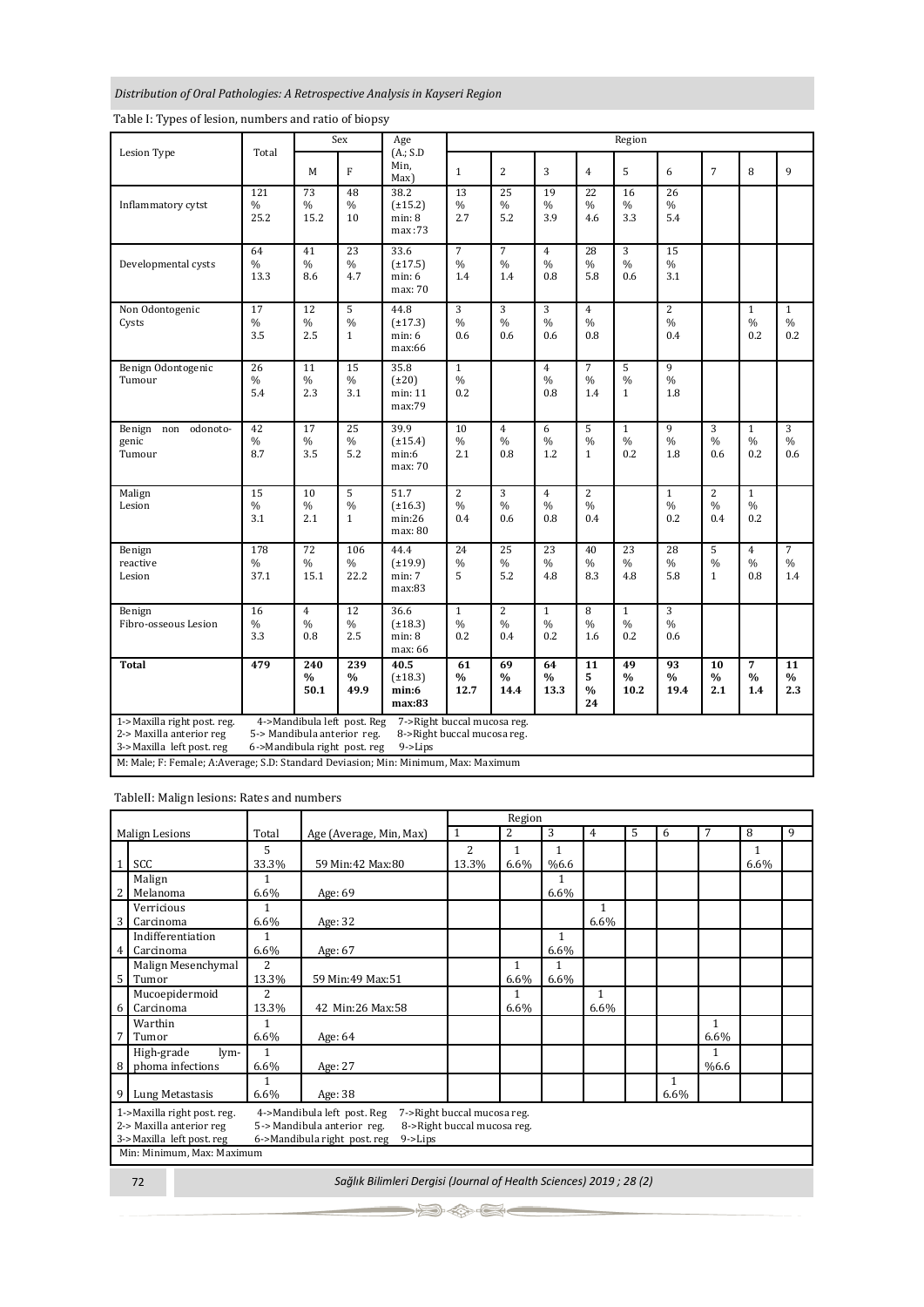Table I: Types of lesion, numbers and ratio of biopsy

| Lesion Type | Total | Sex | | Age (A.; S.D Min, Max) | Region | | | | | | | | |
|---|---|---|---|---|---|---|---|---|---|---|---|---|---|
| | | M | F | | 1 | 2 | 3 | 4 | 5 | 6 | 7 | 8 | 9 |
| Inflammatory cytst | 121 % 25.2 | 73 % 15.2 | 48 % 10 | 38.2 (±15.2) min: 8 max:73 | 13 % 2.7 | 25 % 5.2 | 19 % 3.9 | 22 % 4.6 | 16 % 3.3 | 26 % 5.4 | | | |
| Developmental cysts | 64 % 13.3 | 41 % 8.6 | 23 % 4.7 | 33.6 (±17.5) min: 6 max: 70 | 7 % 1.4 | 7 % 1.4 | 4 % 0.8 | 28 % 5.8 | 3 % 0.6 | 15 % 3.1 | | | |
| Non Odontogenic Cysts | 17 % 3.5 | 12 % 2.5 | 5 % 1 | 44.8 (±17.3) min: 6 max:66 | 3 % 0.6 | 3 % 0.6 | 3 % 0.6 | 4 % 0.8 | | 2 % 0.4 | | 1 % 0.2 | 1 % 0.2 |
| Benign Odontogenic Tumour | 26 % 5.4 | 11 % 2.3 | 15 % 3.1 | 35.8 (±20) min: 11 max:79 | 1 % 0.2 | | 4 % 0.8 | 7 % 1.4 | 5 % 1 | 9 % 1.8 | | | |
| Benign non odontogenic Tumour | 42 % 8.7 | 17 % 3.5 | 25 % 5.2 | 39.9 (±15.4) min:6 max: 70 | 10 % 2.1 | 4 % 0.8 | 6 % 1.2 | 5 % 1 | 1 % 0.2 | 9 % 1.8 | 3 % 0.6 | 1 % 0.2 | 3 % 0.6 |
| Malign Lesion | 15 % 3.1 | 10 % 2.1 | 5 % 1 | 51.7 (±16.3) min:26 max: 80 | 2 % 0.4 | 3 % 0.6 | 4 % 0.8 | 2 % 0.4 | | 1 % 0.2 | 2 % 0.4 | 1 % 0.2 | |
| Benign reactive Lesion | 178 % 37.1 | 72 % 15.1 | 106 % 22.2 | 44.4 (±19.9) min: 7 max:83 | 24 % 5 | 25 % 5.2 | 23 % 4.8 | 40 % 8.3 | 23 % 4.8 | 28 % 5.8 | 5 % 1 | 4 % 0.8 | 7 % 1.4 |
| Benign Fibro-osseous Lesion | 16 % 3.3 | 4 % 0.8 | 12 % 2.5 | 36.6 (±18.3) min: 8 max: 66 | 1 % 0.2 | 2 % 0.4 | 1 % 0.2 | 8 % 1.6 | 1 % 0.2 | 3 % 0.6 | | | |
| **Total** | **479** | **240 % 50.1** | **239 % 49.9** | **40.5 (±18.3) min:6 max:83** | **61 % 12.7** | **69 % 14.4** | **64 % 13.3** | **115 % 24** | **49 % 10.2** | **93 % 19.4** | **10 % 2.1** | **7 % 1.4** | **11 % 2.3** |

1->Maxilla right post. reg. 2-> Maxilla anterior reg 3->Maxilla left post. reg 4->Mandibula left post. Reg 5-> Mandibula anterior reg. 6->Mandibula right post. reg 7->Right buccal mucosa reg. 8->Right buccal mucosa reg. 9->Lips

M: Male; F: Female; A:Average; S.D: Standard Deviasion; Min: Minimum, Max: Maximum

TableII: Malign lesions: Rates and numbers

| | Malign Lesions | Total | Age (Average, Min, Max) | Region | | | | | | | | |
|---|---|---|---|---|---|---|---|---|---|---|---|---|
| | | | | 1 | 2 | 3 | 4 | 5 | 6 | 7 | 8 | 9 |
| 1 | SCC | 5 33.3% | 59 Min:42 Max:80 | 2 13.3% | 1 6.6% | 1 %6.6 | | | | | 1 6.6% | |
| 2 | Malign Melanoma | 1 6.6% | Age: 69 | | | 1 6.6% | | | | | | |
| 3 | Verricious Carcinoma | 1 6.6% | Age: 32 | | | | 1 6.6% | | | | | |
| 4 | Indifferentiation Carcinoma | 1 6.6% | Age: 67 | | | 1 6.6% | | | | | | |
| 5 | Malign Mesenchymal Tumor | 2 13.3% | 59 Min:49 Max:51 | | 1 6.6% | 1 6.6% | | | | | | |
| 6 | Mucoepidermoid Carcinoma | 2 13.3% | 42 Min:26 Max:58 | | 1 6.6% | | 1 6.6% | | | | | |
| 7 | Warthin Tumor | 1 6.6% | Age: 64 | | | | | | | 1 6.6% | | |
| 8 | High-grade lymphoma infections | 1 6.6% | Age: 27 | | | | | | | 1 %6.6 | | |
| 9 | Lung Metastasis | 1 6.6% | Age: 38 | | | | | | 1 6.6% | | | |

1->Maxilla right post. reg. 2-> Maxilla anterior reg 3->Maxilla left post. reg 4->Mandibula left post. Reg 5-> Mandibula anterior reg. 6->Mandibula right post. reg 7->Right buccal mucosa reg. 8->Right buccal mucosa reg. 9->Lips

Min: Minimum, Max: Maximum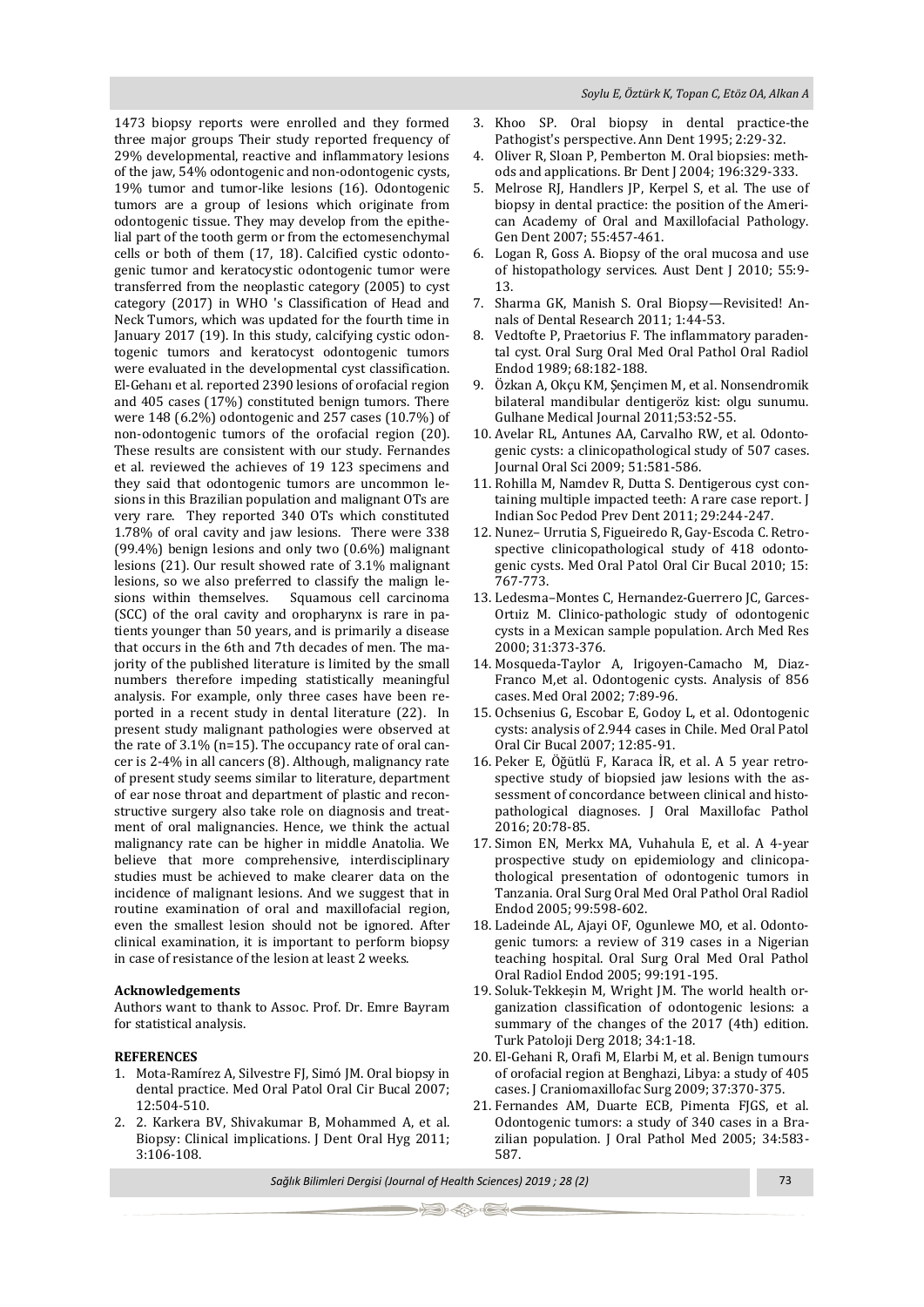1473 biopsy reports were enrolled and they formed three major groups Their study reported frequency of 29% developmental, reactive and inflammatory lesions of the jaw, 54% odontogenic and non-odontogenic cysts, 19% tumor and tumor-like lesions (16). Odontogenic tumors are a group of lesions which originate from odontogenic tissue. They may develop from the epithelial part of the tooth germ or from the ectomesenchymal cells or both of them (17, 18). Calcified cystic odontogenic tumor and keratocystic odontogenic tumor were transferred from the neoplastic category (2005) to cyst category (2017) in WHO 's Classification of Head and Neck Tumors, which was updated for the fourth time in January 2017 (19). In this study, calcifying cystic odontogenic tumors and keratocyst odontogenic tumors were evaluated in the developmental cyst classification. El-Gehanı et al. reported 2390 lesions of orofacial region and 405 cases (17%) constituted benign tumors. There were 148 (6.2%) odontogenic and 257 cases (10.7%) of non-odontogenic tumors of the orofacial region (20). These results are consistent with our study. Fernandes et al. reviewed the achieves of 19 123 specimens and they said that odontogenic tumors are uncommon lesions in this Brazilian population and malignant OTs are very rare. They reported 340 OTs which constituted 1.78% of oral cavity and jaw lesions. There were 338 (99.4%) benign lesions and only two (0.6%) malignant lesions (21). Our result showed rate of 3.1% malignant lesions, so we also preferred to classify the malign lesions within themselves. Squamous cell carcinoma (SCC) of the oral cavity and oropharynx is rare in patients younger than 50 years, and is primarily a disease that occurs in the 6th and 7th decades of men. The majority of the published literature is limited by the small numbers therefore impeding statistically meaningful analysis. For example, only three cases have been reported in a recent study in dental literature (22). In present study malignant pathologies were observed at the rate of 3.1% (n=15). The occupancy rate of oral cancer is 2-4% in all cancers (8). Although, malignancy rate of present study seems similar to literature, department of ear nose throat and department of plastic and reconstructive surgery also take role on diagnosis and treatment of oral malignancies. Hence, we think the actual malignancy rate can be higher in middle Anatolia. We believe that more comprehensive, interdisciplinary studies must be achieved to make clearer data on the incidence of malignant lesions. And we suggest that in routine examination of oral and maxillofacial region, even the smallest lesion should not be ignored. After clinical examination, it is important to perform biopsy in case of resistance of the lesion at least 2 weeks.

**Acknowledgements**

Authors want to thank to Assoc. Prof. Dr. Emre Bayram for statistical analysis.

**REFERENCES**

1. Mota-Ramírez A, Silvestre FJ, Simó JM. Oral biopsy in dental practice. Med Oral Patol Oral Cir Bucal 2007; 12:504-510.
2. 2. Karkera BV, Shivakumar B, Mohammed A, et al. Biopsy: Clinical implications. J Dent Oral Hyg 2011; 3:106-108.
3. Khoo SP. Oral biopsy in dental practice-the Pathogist's perspective. Ann Dent 1995; 2:29-32.
4. Oliver R, Sloan P, Pemberton M. Oral biopsies: methods and applications. Br Dent J 2004; 196:329-333.
5. Melrose RJ, Handlers JP, Kerpel S, et al. The use of biopsy in dental practice: the position of the American Academy of Oral and Maxillofacial Pathology. Gen Dent 2007; 55:457-461.
6. Logan R, Goss A. Biopsy of the oral mucosa and use of histopathology services. Aust Dent J 2010; 55:9-13.
7. Sharma GK, Manish S. Oral Biopsy—Revisited! Annals of Dental Research 2011; 1:44-53.
8. Vedtofte P, Praetorius F. The inflammatory paradental cyst. Oral Surg Oral Med Oral Pathol Oral Radiol Endod 1989; 68:182-188.
9. Özkan A, Okçu KM, Şençimen M, et al. Nonsendromik bilateral mandibular dentigeröz kist: olgu sunumu. Gulhane Medical Journal 2011;53:52-55.
10. Avelar RL, Antunes AA, Carvalho RW, et al. Odontogenic cysts: a clinicopathological study of 507 cases. Journal Oral Sci 2009; 51:581-586.
11. Rohilla M, Namdev R, Dutta S. Dentigerous cyst containing multiple impacted teeth: A rare case report. J Indian Soc Pedod Prev Dent 2011; 29:244-247.
12. Nunez– Urrutia S, Figueiredo R, Gay-Escoda C. Retrospective clinicopathological study of 418 odontogenic cysts. Med Oral Patol Oral Cir Bucal 2010; 15: 767-773.
13. Ledesma–Montes C, Hernandez-Guerrero JC, Garces-Ortiiz M. Clinico-pathologic study of odontogenic cysts in a Mexican sample population. Arch Med Res 2000; 31:373-376.
14. Mosqueda-Taylor A, Irigoyen-Camacho M, Diaz-Franco M,et al. Odontogenic cysts. Analysis of 856 cases. Med Oral 2002; 7:89-96.
15. Ochsenius G, Escobar E, Godoy L, et al. Odontogenic cysts: analysis of 2.944 cases in Chile. Med Oral Patol Oral Cir Bucal 2007; 12:85-91.
16. Peker E, Öğütlü F, Karaca İR, et al. A 5 year retrospective study of biopsied jaw lesions with the assessment of concordance between clinical and histopathological diagnoses. J Oral Maxillofac Pathol 2016; 20:78-85.
17. Simon EN, Merkx MA, Vuhahula E, et al. A 4-year prospective study on epidemiology and clinicopathological presentation of odontogenic tumors in Tanzania. Oral Surg Oral Med Oral Pathol Oral Radiol Endod 2005; 99:598-602.
18. Ladeinde AL, Ajayi OF, Ogunlewe MO, et al. Odontogenic tumors: a review of 319 cases in a Nigerian teaching hospital. Oral Surg Oral Med Oral Pathol Oral Radiol Endod 2005; 99:191-195.
19. Soluk-Tekkeşin M, Wright JM. The world health organization classification of odontogenic lesions: a summary of the changes of the 2017 (4th) edition. Turk Patoloji Derg 2018; 34:1-18.
20. El-Gehani R, Orafi M, Elarbi M, et al. Benign tumours of orofacial region at Benghazi, Libya: a study of 405 cases. J Craniomaxillofac Surg 2009; 37:370-375.
21. Fernandes AM, Duarte ECB, Pimenta FJGS, et al. Odontogenic tumors: a study of 340 cases in a Brazilian population. J Oral Pathol Med 2005; 34:583-587.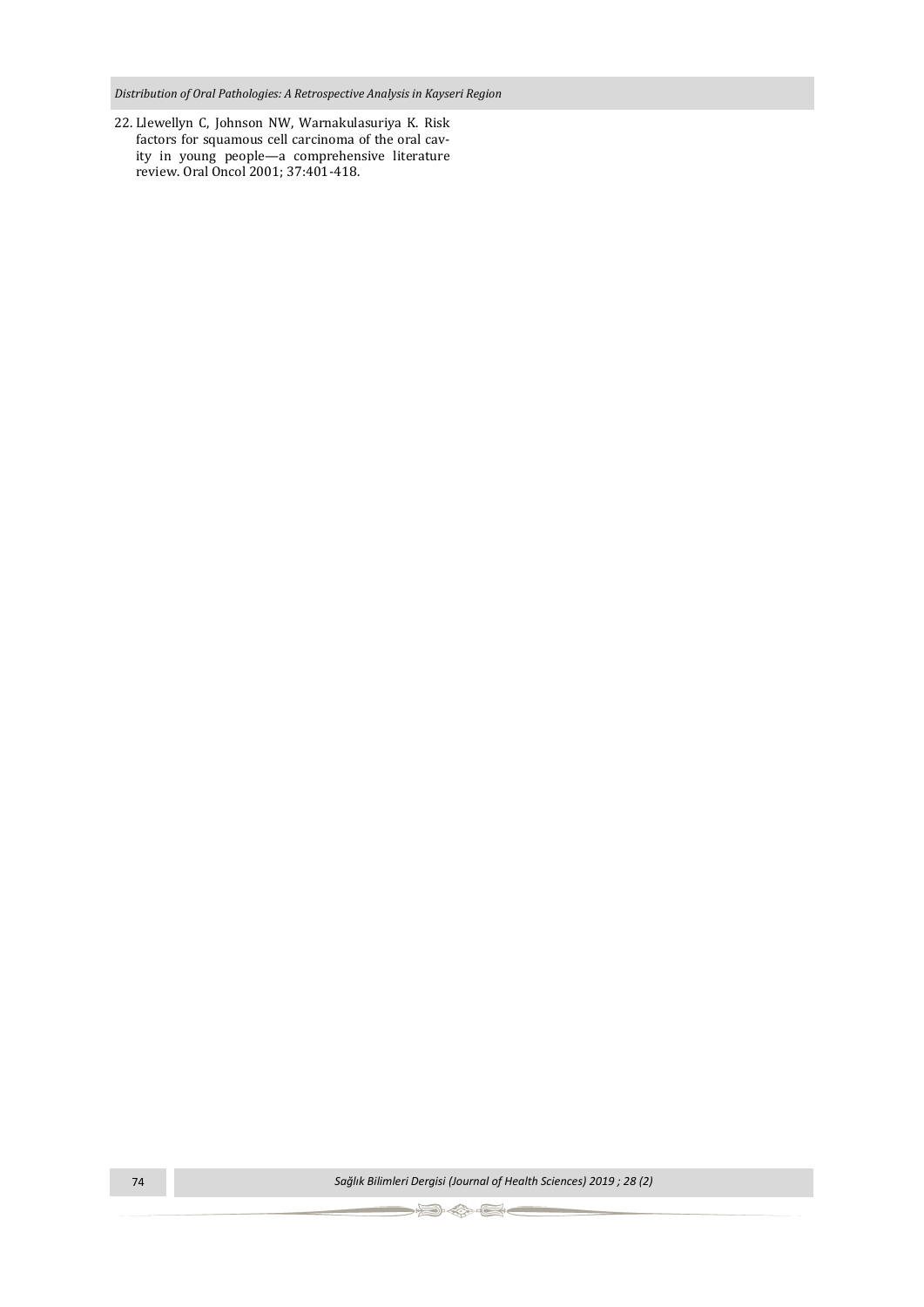22. Llewellyn C, Johnson NW, Warnakulasuriya K. Risk factors for squamous cell carcinoma of the oral cavity in young people—a comprehensive literature review. Oral Oncol 2001; 37:401-418.